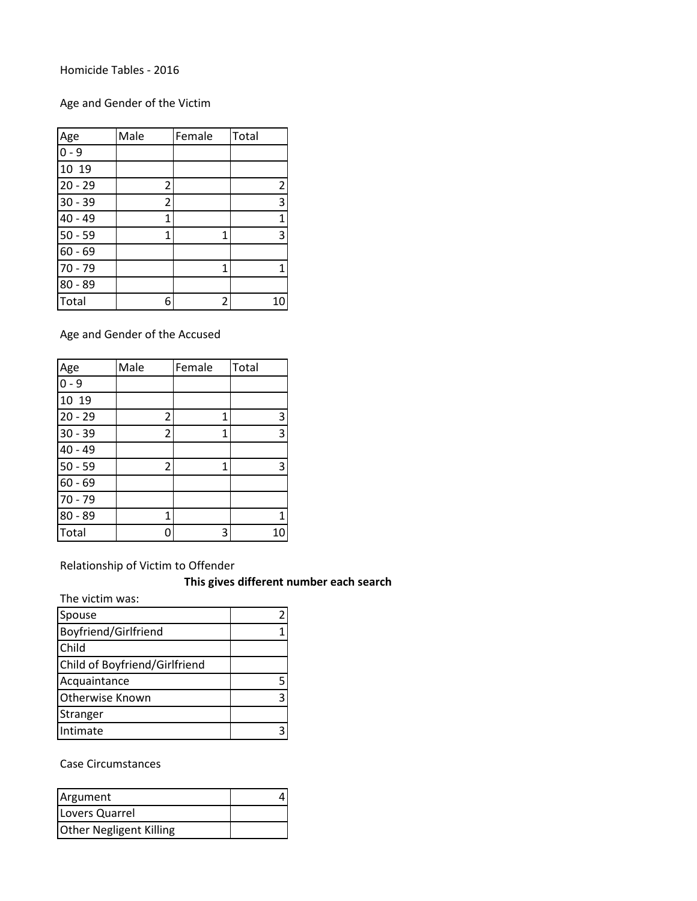Homicide Tables - 2016

Age and Gender of the Victim

| Age | Male | Female | Total |
|---|---|---|---|
| 0 - 9 | | | |
| 10 19 | | | |
| 20 - 29 | 2 | | 2 |
| 30 - 39 | 2 | | 3 |
| 40 - 49 | 1 | | 1 |
| 50 - 59 | 1 | 1 | 3 |
| 60 - 69 | | | |
| 70 - 79 | | 1 | 1 |
| 80 - 89 | | | |
| Total | 6 | 2 | 10 |

Age and Gender of the Accused

| Age | Male | Female | Total |
|---|---|---|---|
| 0 - 9 | | | |
| 10 19 | | | |
| 20 - 29 | 2 | 1 | 3 |
| 30 - 39 | 2 | 1 | 3 |
| 40 - 49 | | | |
| 50 - 59 | 2 | 1 | 3 |
| 60 - 69 | | | |
| 70 - 79 | | | |
| 80 - 89 | 1 | | 1 |
| Total | 0 | 3 | 10 |

Relationship of Victim to Offender

**This gives different number each search**

The victim was:

| | |
|---|---|
| Spouse | 2 |
| Boyfriend/Girlfriend | 1 |
| Child | |
| Child of Boyfriend/Girlfriend | |
| Acquaintance | 5 |
| Otherwise Known | 3 |
| Stranger | |
| Intimate | 3 |

Case Circumstances

| | |
|---|---|
| Argument | 4 |
| Lovers Quarrel | |
| Other Negligent Killing | |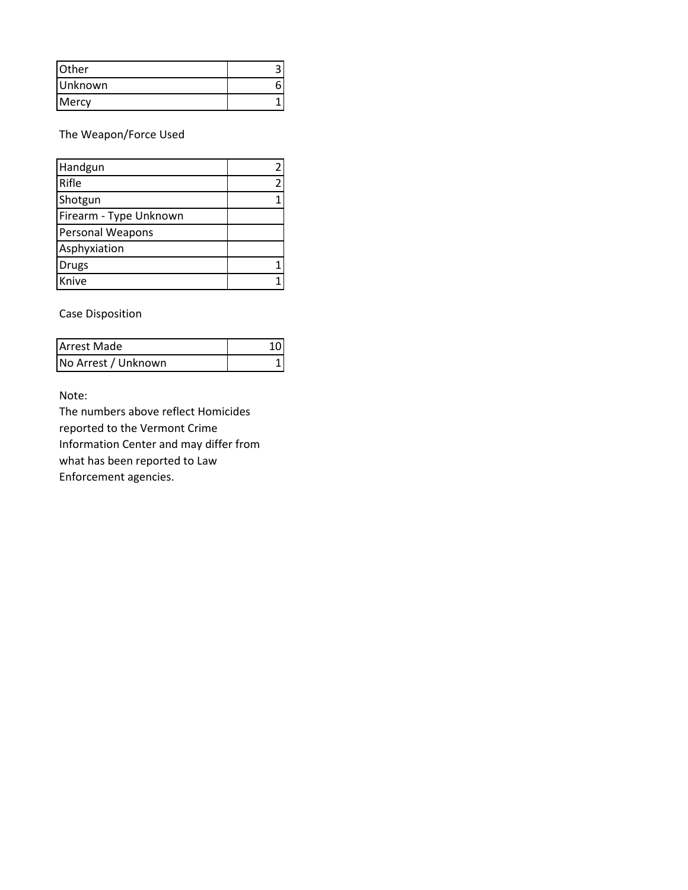| | |
|---|---|
| Other | 3 |
| Unknown | 6 |
| Mercy | 1 |

The Weapon/Force Used

| | |
|---|---|
| Handgun | 2 |
| Rifle | 2 |
| Shotgun | 1 |
| Firearm - Type Unknown | |
| Personal Weapons | |
| Asphyxiation | |
| Drugs | 1 |
| Knive | 1 |

Case Disposition

| | |
|---|---|
| Arrest Made | 10 |
| No Arrest / Unknown | 1 |

Note:
The numbers above reflect Homicides reported to the Vermont Crime Information Center and may differ from what has been reported to Law Enforcement agencies.